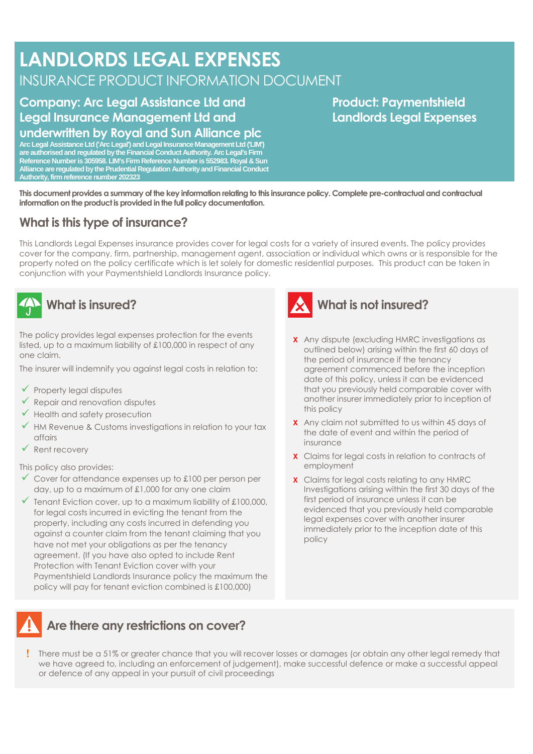# LANDLORDS LEGAL EXPENSES

## INSURANCE PRODUCT INFORMATION DOCUMENT

**Company: Arc Legal Assistance Ltd and Legal Insurance Management Ltd and underwritten by Royal and Sun Alliance plc**

**Arc Legal Assistance Ltd ('Arc Legal') and Legal Insurance Management Ltd ('LIM') are authorised and regulated by the Financial Conduct Authority. Arc Legal's Firm Reference Number is 305958. LIM's Firm Reference Number is 552983. Royal & Sun Alliance are regulated by the Prudential Regulation Authority and Financial Conduct Authority, firm reference number 202323**

**Product: Paymentshield Landlords Legal Expenses**

**This document provides a summary of the key information relating to this insurance policy. Complete pre-contractual and contractual information on the product is provided in the full policy documentation.**

## What is this type of insurance?

This Landlords Legal Expenses insurance provides cover for legal costs for a variety of insured events. The policy provides cover for the company, firm, partnership, management agent, association or individual which owns or is responsible for the property noted on the policy certificate which is let solely for domestic residential purposes. This product can be taken in conjunction with your Paymentshield Landlords Insurance policy.

## What is insured?

The policy provides legal expenses protection for the events listed, up to a maximum liability of £100,000 in respect of any one claim.

The insurer will indemnify you against legal costs in relation to:

- ✓ Property legal disputes
- ✓ Repair and renovation disputes
- ✓ Health and safety prosecution
- ✓ HM Revenue & Customs investigations in relation to your tax affairs
- ✓ Rent recovery

This policy also provides:

- ✓ Cover for attendance expenses up to £100 per person per day, up to a maximum of £1,000 for any one claim
- ✓ Tenant Eviction cover, up to a maximum liability of £100,000, for legal costs incurred in evicting the tenant from the property, including any costs incurred in defending you against a counter claim from the tenant claiming that you have not met your obligations as per the tenancy agreement. (If you have also opted to include Rent Protection with Tenant Eviction cover with your Paymentshield Landlords Insurance policy the maximum the policy will pay for tenant eviction combined is £100,000)

## What is not insured?

- ✗ Any dispute (excluding HMRC investigations as outlined below) arising within the first 60 days of the period of insurance if the tenancy agreement commenced before the inception date of this policy, unless it can be evidenced that you previously held comparable cover with another insurer immediately prior to inception of this policy
- ✗ Any claim not submitted to us within 45 days of the date of event and within the period of insurance
- ✗ Claims for legal costs in relation to contracts of employment
- ✗ Claims for legal costs relating to any HMRC Investigations arising within the first 30 days of the first period of insurance unless it can be evidenced that you previously held comparable legal expenses cover with another insurer immediately prior to the inception date of this policy

## Are there any restrictions on cover?

- ! There must be a 51% or greater chance that you will recover losses or damages (or obtain any other legal remedy that we have agreed to, including an enforcement of judgement), make successful defence or make a successful appeal or defence of any appeal in your pursuit of civil proceedings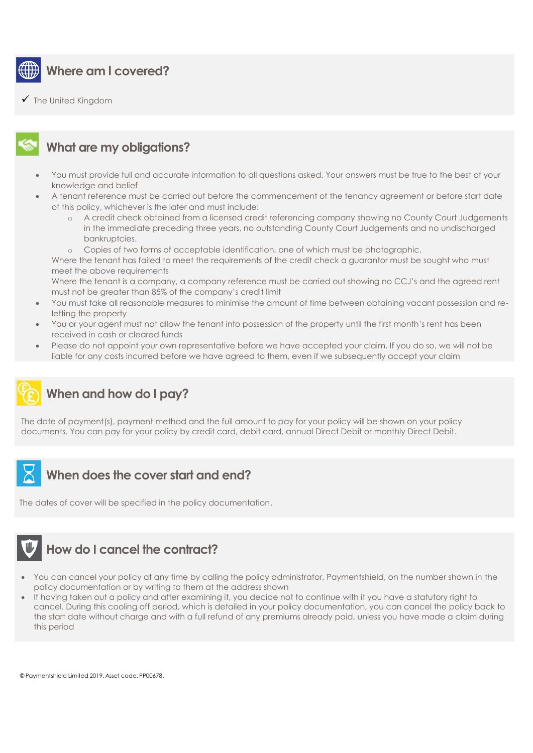## Where am I covered?

✓ The United Kingdom

## What are my obligations?

- You must provide full and accurate information to all questions asked. Your answers must be true to the best of your knowledge and belief
- A tenant reference must be carried out before the commencement of the tenancy agreement or before start date of this policy, whichever is the later and must include:
  - A credit check obtained from a licensed credit referencing company showing no County Court Judgements in the immediate preceding three years, no outstanding County Court Judgements and no undischarged bankruptcies.
  - Copies of two forms of acceptable identification, one of which must be photographic.

  Where the tenant has failed to meet the requirements of the credit check a guarantor must be sought who must meet the above requirements

  Where the tenant is a company, a company reference must be carried out showing no CCJ's and the agreed rent must not be greater than 85% of the company's credit limit
- You must take all reasonable measures to minimise the amount of time between obtaining vacant possession and re-letting the property
- You or your agent must not allow the tenant into possession of the property until the first month's rent has been received in cash or cleared funds
- Please do not appoint your own representative before we have accepted your claim. If you do so, we will not be liable for any costs incurred before we have agreed to them, even if we subsequently accept your claim

## When and how do I pay?

The date of payment(s), payment method and the full amount to pay for your policy will be shown on your policy documents. You can pay for your policy by credit card, debit card, annual Direct Debit or monthly Direct Debit.

## When does the cover start and end?

The dates of cover will be specified in the policy documentation.

## How do I cancel the contract?

- You can cancel your policy at any time by calling the policy administrator, Paymentshield, on the number shown in the policy documentation or by writing to them at the address shown
- If having taken out a policy and after examining it, you decide not to continue with it you have a statutory right to cancel. During this cooling off period, which is detailed in your policy documentation, you can cancel the policy back to the start date without charge and with a full refund of any premiums already paid, unless you have made a claim during this period

© Paymentshield Limited 2019. Asset code: PP00678.